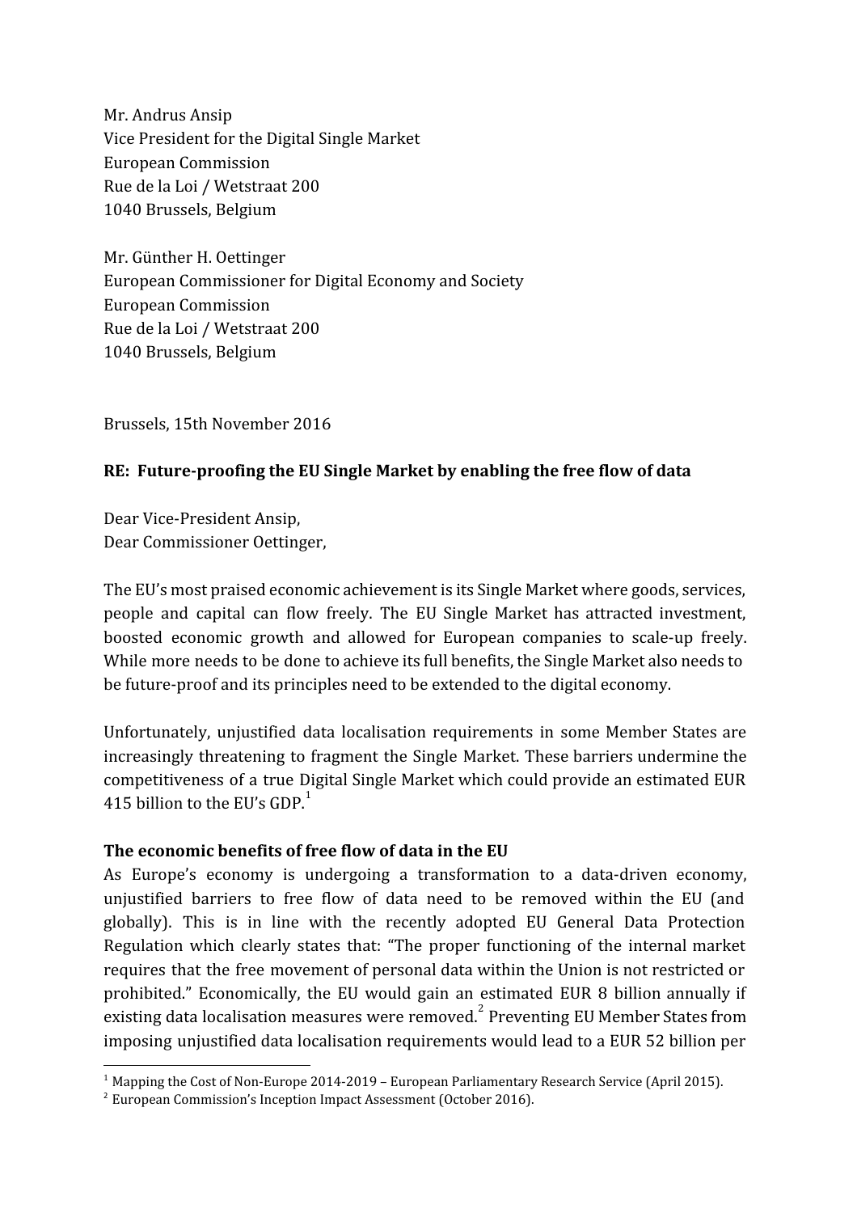Mr. Andrus Ansip
Vice President for the Digital Single Market
European Commission
Rue de la Loi / Wetstraat 200
1040 Brussels, Belgium

Mr. Günther H. Oettinger
European Commissioner for Digital Economy and Society
European Commission
Rue de la Loi / Wetstraat 200
1040 Brussels, Belgium

Brussels, 15th November 2016

**RE: Future-proofing the EU Single Market by enabling the free flow of data**

Dear Vice-President Ansip,
Dear Commissioner Oettinger,

The EU's most praised economic achievement is its Single Market where goods, services, people and capital can flow freely. The EU Single Market has attracted investment, boosted economic growth and allowed for European companies to scale-up freely. While more needs to be done to achieve its full benefits, the Single Market also needs to be future-proof and its principles need to be extended to the digital economy.

Unfortunately, unjustified data localisation requirements in some Member States are increasingly threatening to fragment the Single Market. These barriers undermine the competitiveness of a true Digital Single Market which could provide an estimated EUR 415 billion to the EU's GDP.[1]

**The economic benefits of free flow of data in the EU**

As Europe's economy is undergoing a transformation to a data-driven economy, unjustified barriers to free flow of data need to be removed within the EU (and globally). This is in line with the recently adopted EU General Data Protection Regulation which clearly states that: "The proper functioning of the internal market requires that the free movement of personal data within the Union is not restricted or prohibited." Economically, the EU would gain an estimated EUR 8 billion annually if existing data localisation measures were removed.[2] Preventing EU Member States from imposing unjustified data localisation requirements would lead to a EUR 52 billion per

[1] Mapping the Cost of Non-Europe 2014-2019 – European Parliamentary Research Service (April 2015).

[2] European Commission's Inception Impact Assessment (October 2016).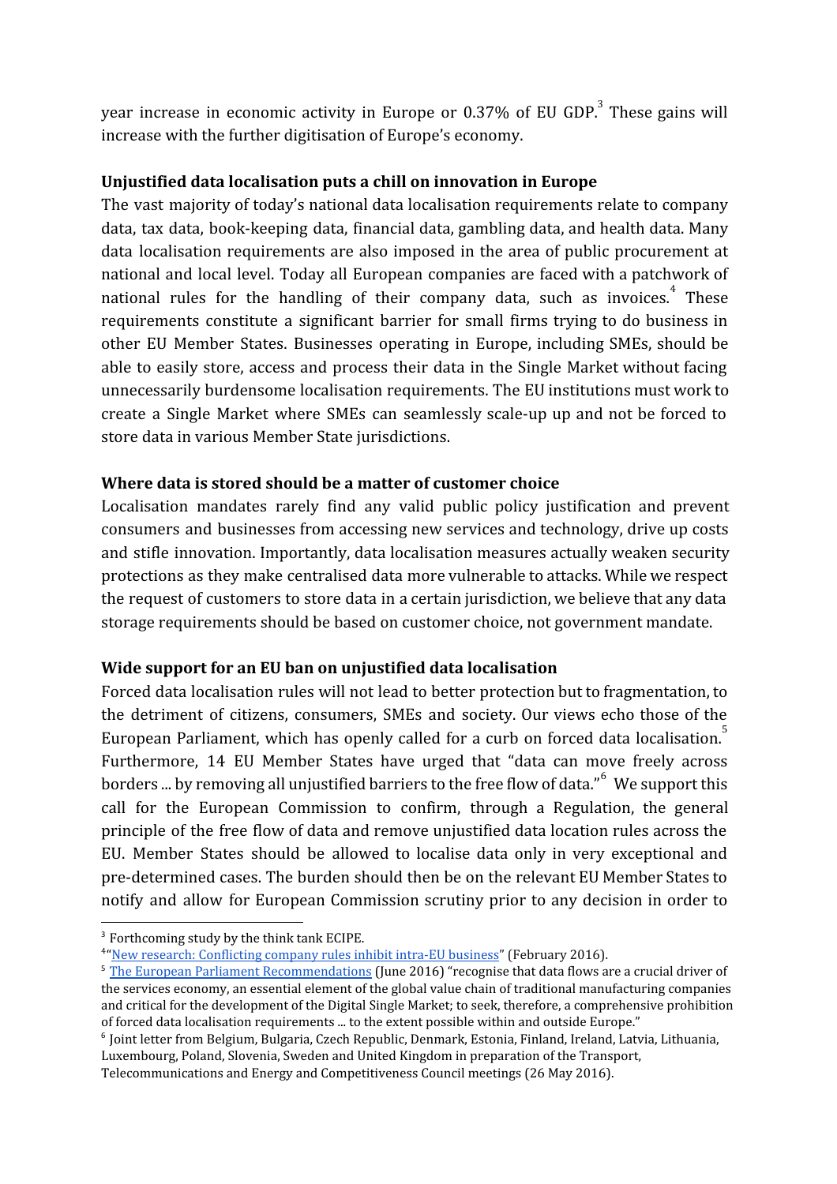year increase in economic activity in Europe or 0.37% of EU GDP.[3] These gains will increase with the further digitisation of Europe's economy.

**Unjustified data localisation puts a chill on innovation in Europe**

The vast majority of today's national data localisation requirements relate to company data, tax data, book-keeping data, financial data, gambling data, and health data. Many data localisation requirements are also imposed in the area of public procurement at national and local level. Today all European companies are faced with a patchwork of national rules for the handling of their company data, such as invoices.[4] These requirements constitute a significant barrier for small firms trying to do business in other EU Member States. Businesses operating in Europe, including SMEs, should be able to easily store, access and process their data in the Single Market without facing unnecessarily burdensome localisation requirements. The EU institutions must work to create a Single Market where SMEs can seamlessly scale-up up and not be forced to store data in various Member State jurisdictions.

**Where data is stored should be a matter of customer choice**

Localisation mandates rarely find any valid public policy justification and prevent consumers and businesses from accessing new services and technology, drive up costs and stifle innovation. Importantly, data localisation measures actually weaken security protections as they make centralised data more vulnerable to attacks. While we respect the request of customers to store data in a certain jurisdiction, we believe that any data storage requirements should be based on customer choice, not government mandate.

**Wide support for an EU ban on unjustified data localisation**

Forced data localisation rules will not lead to better protection but to fragmentation, to the detriment of citizens, consumers, SMEs and society. Our views echo those of the European Parliament, which has openly called for a curb on forced data localisation.[5] Furthermore, 14 EU Member States have urged that "data can move freely across borders ... by removing all unjustified barriers to the free flow of data."[6] We support this call for the European Commission to confirm, through a Regulation, the general principle of the free flow of data and remove unjustified data location rules across the EU. Member States should be allowed to localise data only in very exceptional and pre-determined cases. The burden should then be on the relevant EU Member States to notify and allow for European Commission scrutiny prior to any decision in order to

---

[3] Forthcoming study by the think tank ECIPE.

[4] "New research: Conflicting company rules inhibit intra-EU business" (February 2016).

[5] The European Parliament Recommendations (June 2016) "recognise that data flows are a crucial driver of the services economy, an essential element of the global value chain of traditional manufacturing companies and critical for the development of the Digital Single Market; to seek, therefore, a comprehensive prohibition of forced data localisation requirements ... to the extent possible within and outside Europe."

[6] Joint letter from Belgium, Bulgaria, Czech Republic, Denmark, Estonia, Finland, Ireland, Latvia, Lithuania, Luxembourg, Poland, Slovenia, Sweden and United Kingdom in preparation of the Transport, Telecommunications and Energy and Competitiveness Council meetings (26 May 2016).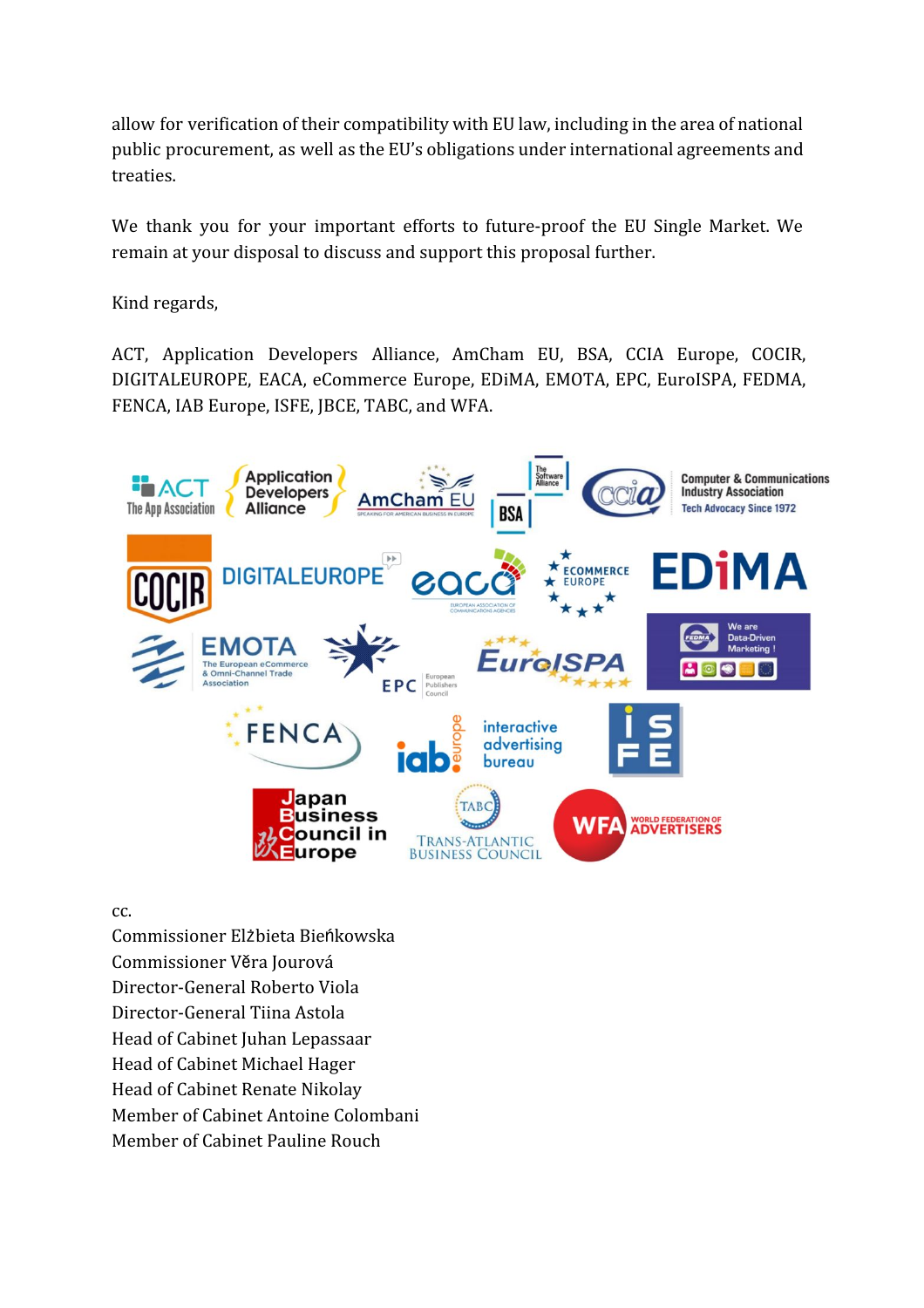allow for verification of their compatibility with EU law, including in the area of national public procurement, as well as the EU's obligations under international agreements and treaties.

We thank you for your important efforts to future-proof the EU Single Market. We remain at your disposal to discuss and support this proposal further.

Kind regards,

ACT, Application Developers Alliance, AmCham EU, BSA, CCIA Europe, COCIR, DIGITALEUROPE, EACA, eCommerce Europe, EDiMA, EMOTA, EPC, EuroISPA, FEDMA, FENCA, IAB Europe, ISFE, JBCE, TABC, and WFA.

cc.
Commissioner Elżbieta Bieńkowska
Commissioner Věra Jourová
Director-General Roberto Viola
Director-General Tiina Astola
Head of Cabinet Juhan Lepassaar
Head of Cabinet Michael Hager
Head of Cabinet Renate Nikolay
Member of Cabinet Antoine Colombani
Member of Cabinet Pauline Rouch